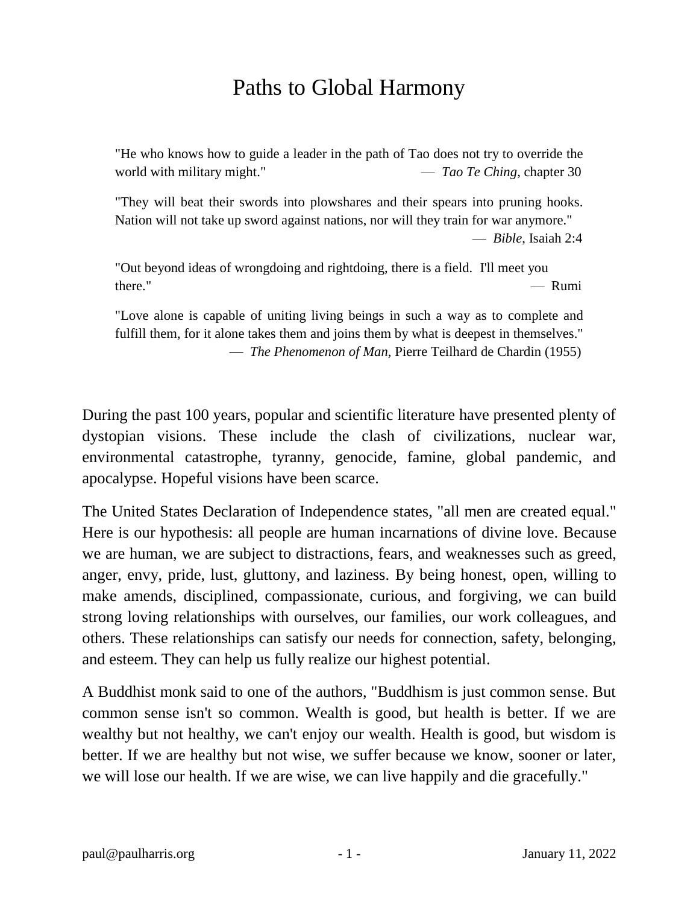# Paths to Global Harmony

> "He who knows how to guide a leader in the path of Tao does not try to override the world with military might." — *Tao Te Ching*, chapter 30

> "They will beat their swords into plowshares and their spears into pruning hooks. Nation will not take up sword against nations, nor will they train for war anymore." — *Bible*, Isaiah 2:4

> "Out beyond ideas of wrongdoing and rightdoing, there is a field. I'll meet you there." — Rumi

> "Love alone is capable of uniting living beings in such a way as to complete and fulfill them, for it alone takes them and joins them by what is deepest in themselves." — *The Phenomenon of Man*, Pierre Teilhard de Chardin (1955)

During the past 100 years, popular and scientific literature have presented plenty of dystopian visions. These include the clash of civilizations, nuclear war, environmental catastrophe, tyranny, genocide, famine, global pandemic, and apocalypse. Hopeful visions have been scarce.

The United States Declaration of Independence states, "all men are created equal." Here is our hypothesis: all people are human incarnations of divine love. Because we are human, we are subject to distractions, fears, and weaknesses such as greed, anger, envy, pride, lust, gluttony, and laziness. By being honest, open, willing to make amends, disciplined, compassionate, curious, and forgiving, we can build strong loving relationships with ourselves, our families, our work colleagues, and others. These relationships can satisfy our needs for connection, safety, belonging, and esteem. They can help us fully realize our highest potential.

A Buddhist monk said to one of the authors, "Buddhism is just common sense. But common sense isn't so common. Wealth is good, but health is better. If we are wealthy but not healthy, we can't enjoy our wealth. Health is good, but wisdom is better. If we are healthy but not wise, we suffer because we know, sooner or later, we will lose our health. If we are wise, we can live happily and die gracefully."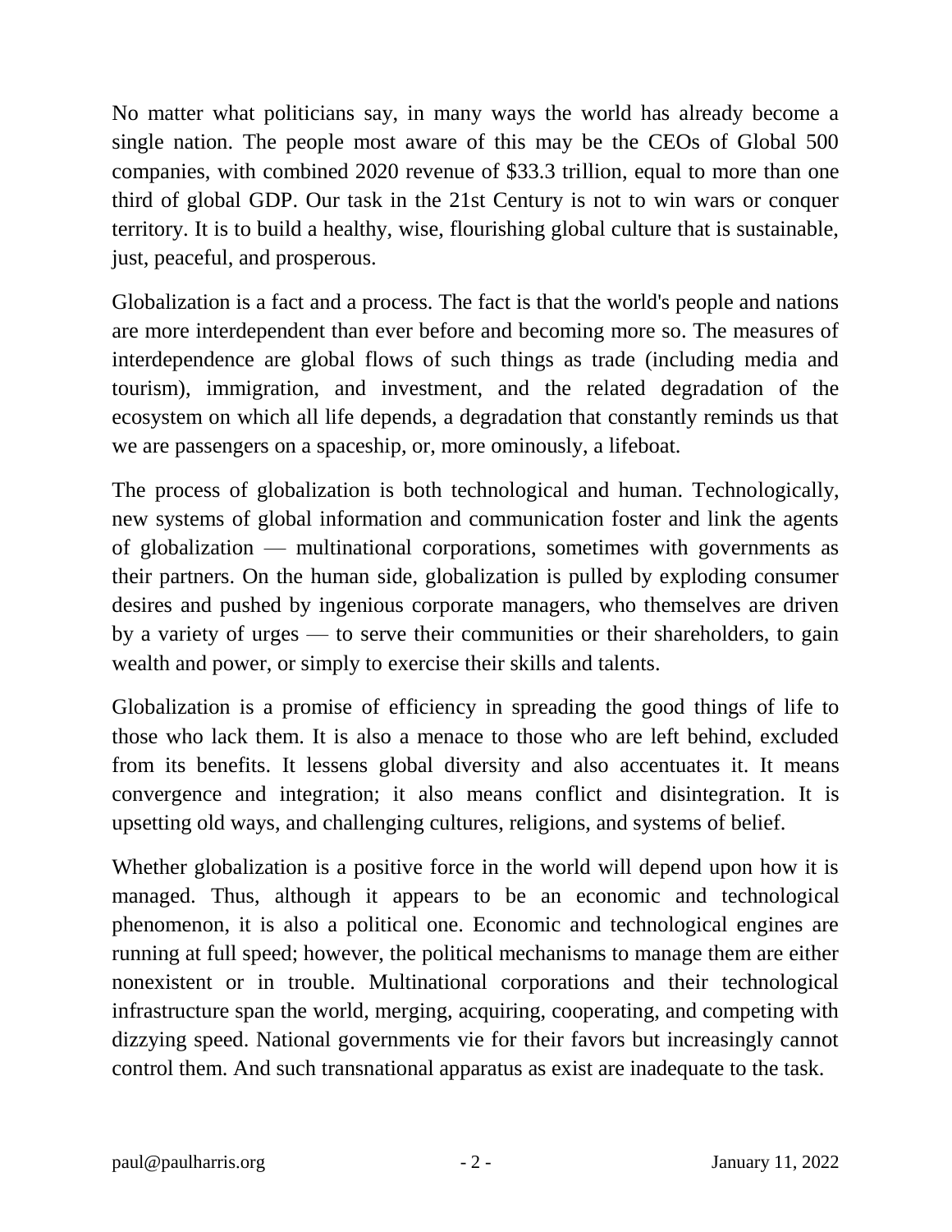No matter what politicians say, in many ways the world has already become a single nation. The people most aware of this may be the CEOs of Global 500 companies, with combined 2020 revenue of $33.3 trillion, equal to more than one third of global GDP. Our task in the 21st Century is not to win wars or conquer territory. It is to build a healthy, wise, flourishing global culture that is sustainable, just, peaceful, and prosperous.

Globalization is a fact and a process. The fact is that the world's people and nations are more interdependent than ever before and becoming more so. The measures of interdependence are global flows of such things as trade (including media and tourism), immigration, and investment, and the related degradation of the ecosystem on which all life depends, a degradation that constantly reminds us that we are passengers on a spaceship, or, more ominously, a lifeboat.

The process of globalization is both technological and human. Technologically, new systems of global information and communication foster and link the agents of globalization — multinational corporations, sometimes with governments as their partners. On the human side, globalization is pulled by exploding consumer desires and pushed by ingenious corporate managers, who themselves are driven by a variety of urges — to serve their communities or their shareholders, to gain wealth and power, or simply to exercise their skills and talents.

Globalization is a promise of efficiency in spreading the good things of life to those who lack them. It is also a menace to those who are left behind, excluded from its benefits. It lessens global diversity and also accentuates it. It means convergence and integration; it also means conflict and disintegration. It is upsetting old ways, and challenging cultures, religions, and systems of belief.

Whether globalization is a positive force in the world will depend upon how it is managed. Thus, although it appears to be an economic and technological phenomenon, it is also a political one. Economic and technological engines are running at full speed; however, the political mechanisms to manage them are either nonexistent or in trouble. Multinational corporations and their technological infrastructure span the world, merging, acquiring, cooperating, and competing with dizzying speed. National governments vie for their favors but increasingly cannot control them. And such transnational apparatus as exist are inadequate to the task.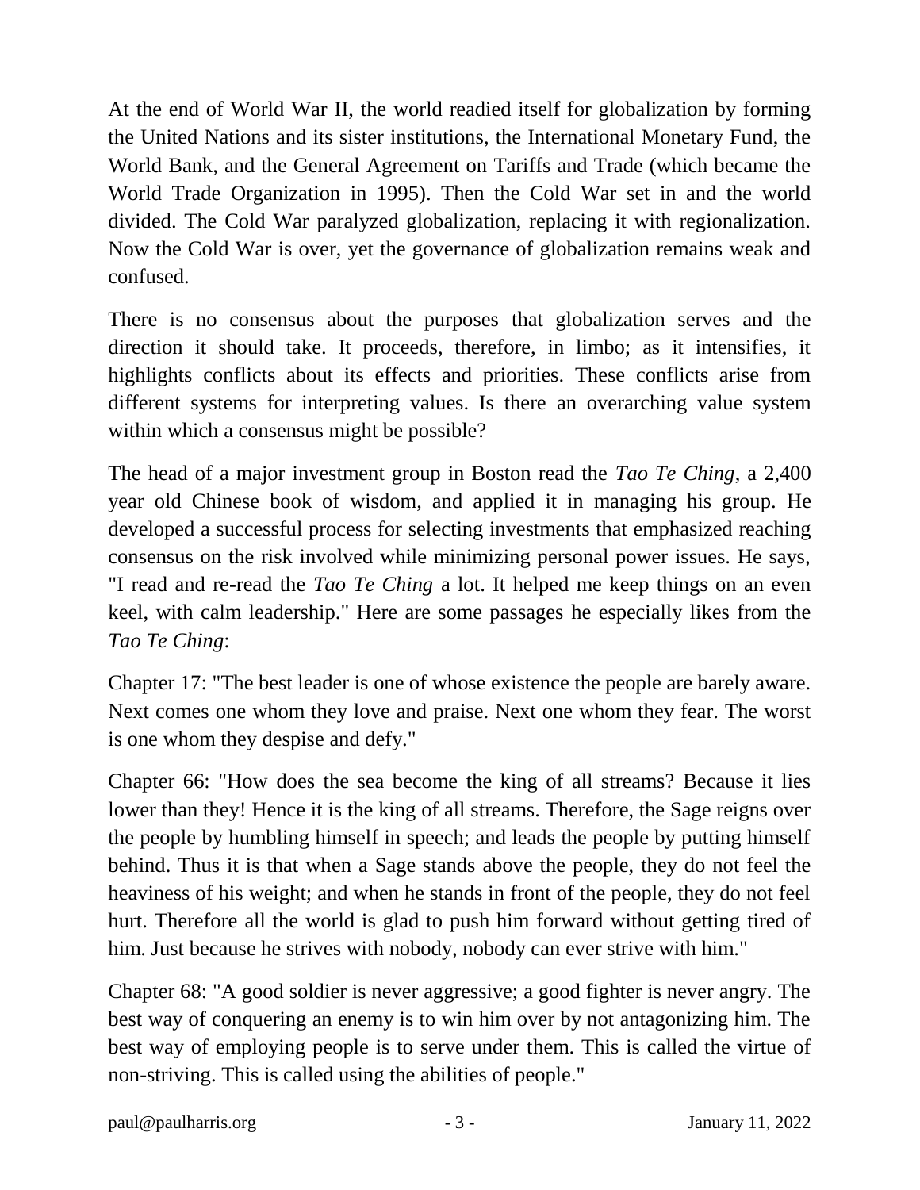At the end of World War II, the world readied itself for globalization by forming the United Nations and its sister institutions, the International Monetary Fund, the World Bank, and the General Agreement on Tariffs and Trade (which became the World Trade Organization in 1995). Then the Cold War set in and the world divided. The Cold War paralyzed globalization, replacing it with regionalization. Now the Cold War is over, yet the governance of globalization remains weak and confused.

There is no consensus about the purposes that globalization serves and the direction it should take. It proceeds, therefore, in limbo; as it intensifies, it highlights conflicts about its effects and priorities. These conflicts arise from different systems for interpreting values. Is there an overarching value system within which a consensus might be possible?

The head of a major investment group in Boston read the *Tao Te Ching*, a 2,400 year old Chinese book of wisdom, and applied it in managing his group. He developed a successful process for selecting investments that emphasized reaching consensus on the risk involved while minimizing personal power issues. He says, "I read and re-read the *Tao Te Ching* a lot. It helped me keep things on an even keel, with calm leadership." Here are some passages he especially likes from the *Tao Te Ching*:

Chapter 17: "The best leader is one of whose existence the people are barely aware. Next comes one whom they love and praise. Next one whom they fear. The worst is one whom they despise and defy."

Chapter 66: "How does the sea become the king of all streams? Because it lies lower than they! Hence it is the king of all streams. Therefore, the Sage reigns over the people by humbling himself in speech; and leads the people by putting himself behind. Thus it is that when a Sage stands above the people, they do not feel the heaviness of his weight; and when he stands in front of the people, they do not feel hurt. Therefore all the world is glad to push him forward without getting tired of him. Just because he strives with nobody, nobody can ever strive with him."

Chapter 68: "A good soldier is never aggressive; a good fighter is never angry. The best way of conquering an enemy is to win him over by not antagonizing him. The best way of employing people is to serve under them. This is called the virtue of non-striving. This is called using the abilities of people."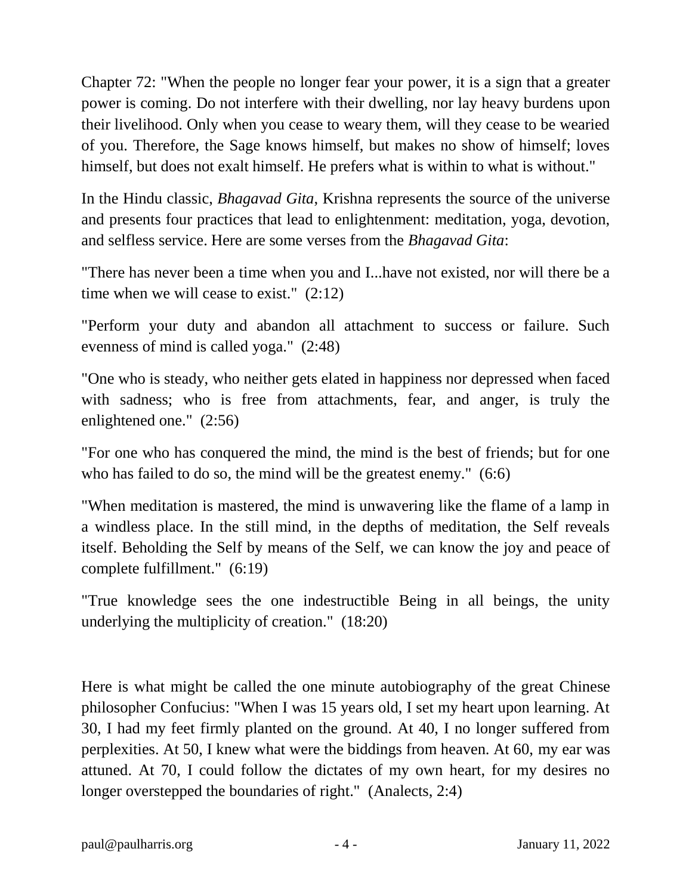Chapter 72: "When the people no longer fear your power, it is a sign that a greater power is coming. Do not interfere with their dwelling, nor lay heavy burdens upon their livelihood. Only when you cease to weary them, will they cease to be wearied of you. Therefore, the Sage knows himself, but makes no show of himself; loves himself, but does not exalt himself. He prefers what is within to what is without."

In the Hindu classic, *Bhagavad Gita*, Krishna represents the source of the universe and presents four practices that lead to enlightenment: meditation, yoga, devotion, and selfless service. Here are some verses from the *Bhagavad Gita*:

"There has never been a time when you and I...have not existed, nor will there be a time when we will cease to exist."  (2:12)

"Perform your duty and abandon all attachment to success or failure. Such evenness of mind is called yoga."  (2:48)

"One who is steady, who neither gets elated in happiness nor depressed when faced with sadness; who is free from attachments, fear, and anger, is truly the enlightened one."  (2:56)

"For one who has conquered the mind, the mind is the best of friends; but for one who has failed to do so, the mind will be the greatest enemy."  (6:6)

"When meditation is mastered, the mind is unwavering like the flame of a lamp in a windless place. In the still mind, in the depths of meditation, the Self reveals itself. Beholding the Self by means of the Self, we can know the joy and peace of complete fulfillment."  (6:19)

"True knowledge sees the one indestructible Being in all beings, the unity underlying the multiplicity of creation."  (18:20)

Here is what might be called the one minute autobiography of the great Chinese philosopher Confucius: "When I was 15 years old, I set my heart upon learning. At 30, I had my feet firmly planted on the ground. At 40, I no longer suffered from perplexities. At 50, I knew what were the biddings from heaven. At 60, my ear was attuned. At 70, I could follow the dictates of my own heart, for my desires no longer overstepped the boundaries of right."  (Analects, 2:4)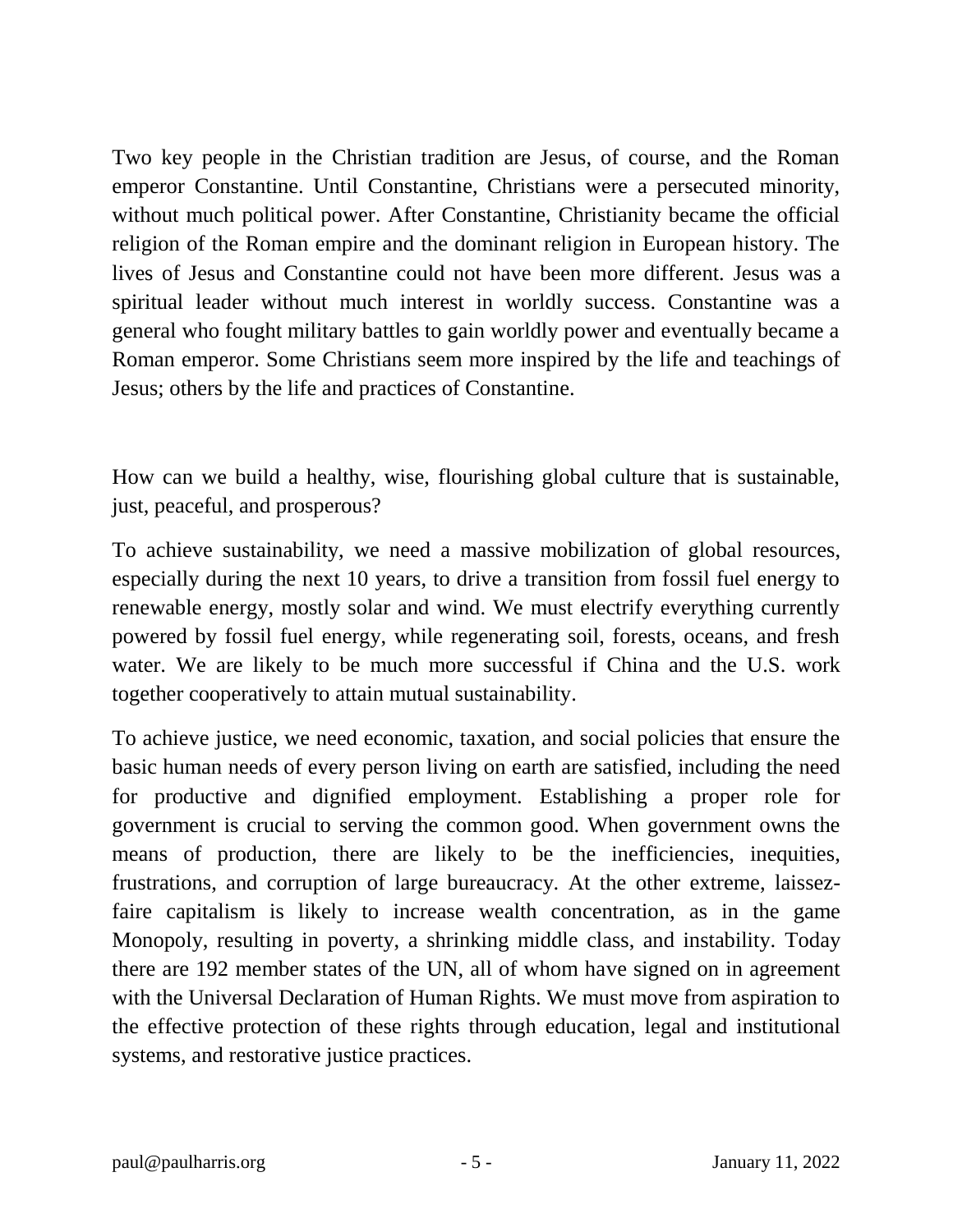Two key people in the Christian tradition are Jesus, of course, and the Roman emperor Constantine. Until Constantine, Christians were a persecuted minority, without much political power. After Constantine, Christianity became the official religion of the Roman empire and the dominant religion in European history. The lives of Jesus and Constantine could not have been more different. Jesus was a spiritual leader without much interest in worldly success. Constantine was a general who fought military battles to gain worldly power and eventually became a Roman emperor. Some Christians seem more inspired by the life and teachings of Jesus; others by the life and practices of Constantine.

How can we build a healthy, wise, flourishing global culture that is sustainable, just, peaceful, and prosperous?

To achieve sustainability, we need a massive mobilization of global resources, especially during the next 10 years, to drive a transition from fossil fuel energy to renewable energy, mostly solar and wind. We must electrify everything currently powered by fossil fuel energy, while regenerating soil, forests, oceans, and fresh water. We are likely to be much more successful if China and the U.S. work together cooperatively to attain mutual sustainability.

To achieve justice, we need economic, taxation, and social policies that ensure the basic human needs of every person living on earth are satisfied, including the need for productive and dignified employment. Establishing a proper role for government is crucial to serving the common good. When government owns the means of production, there are likely to be the inefficiencies, inequities, frustrations, and corruption of large bureaucracy. At the other extreme, laissez-faire capitalism is likely to increase wealth concentration, as in the game Monopoly, resulting in poverty, a shrinking middle class, and instability. Today there are 192 member states of the UN, all of whom have signed on in agreement with the Universal Declaration of Human Rights. We must move from aspiration to the effective protection of these rights through education, legal and institutional systems, and restorative justice practices.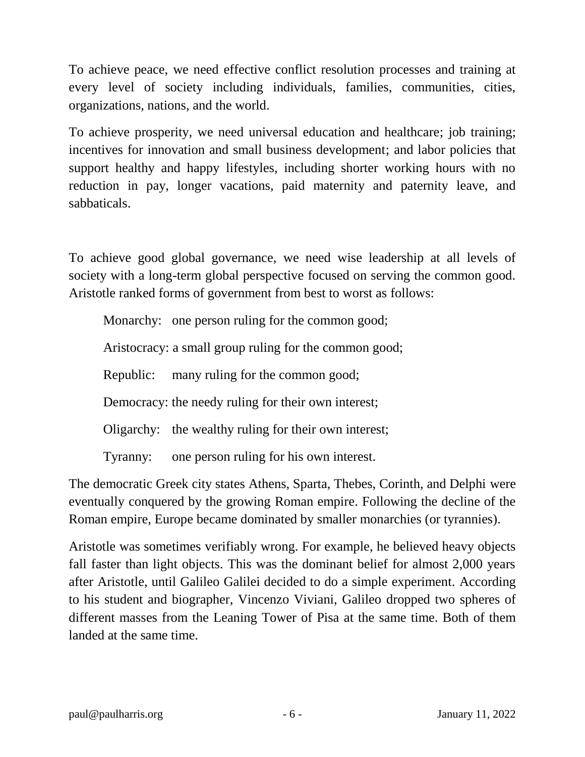To achieve peace, we need effective conflict resolution processes and training at every level of society including individuals, families, communities, cities, organizations, nations, and the world.

To achieve prosperity, we need universal education and healthcare; job training; incentives for innovation and small business development; and labor policies that support healthy and happy lifestyles, including shorter working hours with no reduction in pay, longer vacations, paid maternity and paternity leave, and sabbaticals.

To achieve good global governance, we need wise leadership at all levels of society with a long-term global perspective focused on serving the common good. Aristotle ranked forms of government from best to worst as follows:

> Monarchy: one person ruling for the common good;
>
> Aristocracy: a small group ruling for the common good;
>
> Republic: many ruling for the common good;
>
> Democracy: the needy ruling for their own interest;
>
> Oligarchy: the wealthy ruling for their own interest;
>
> Tyranny: one person ruling for his own interest.

The democratic Greek city states Athens, Sparta, Thebes, Corinth, and Delphi were eventually conquered by the growing Roman empire. Following the decline of the Roman empire, Europe became dominated by smaller monarchies (or tyrannies).

Aristotle was sometimes verifiably wrong. For example, he believed heavy objects fall faster than light objects. This was the dominant belief for almost 2,000 years after Aristotle, until Galileo Galilei decided to do a simple experiment. According to his student and biographer, Vincenzo Viviani, Galileo dropped two spheres of different masses from the Leaning Tower of Pisa at the same time. Both of them landed at the same time.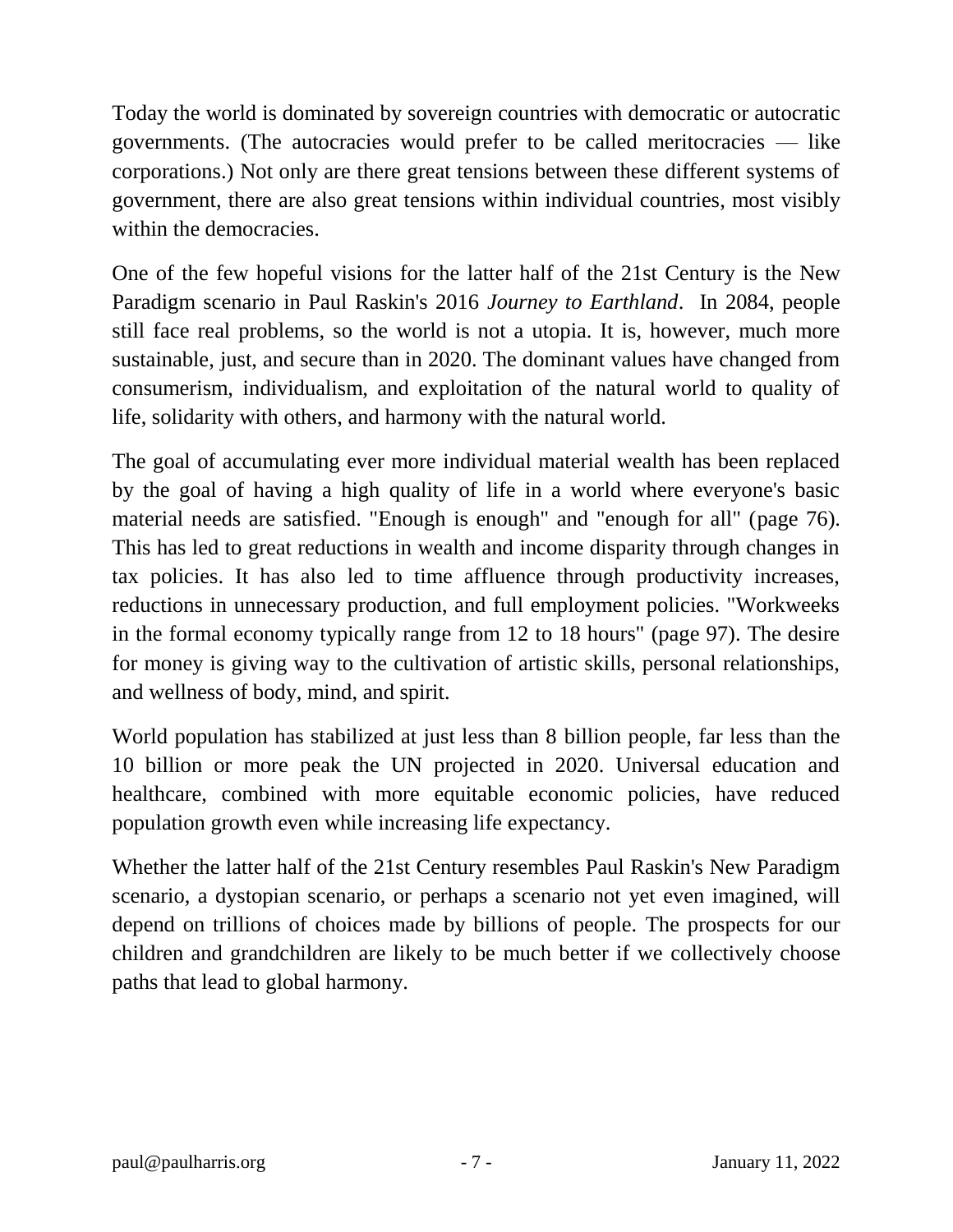Today the world is dominated by sovereign countries with democratic or autocratic governments. (The autocracies would prefer to be called meritocracies — like corporations.) Not only are there great tensions between these different systems of government, there are also great tensions within individual countries, most visibly within the democracies.

One of the few hopeful visions for the latter half of the 21st Century is the New Paradigm scenario in Paul Raskin's 2016 *Journey to Earthland*. In 2084, people still face real problems, so the world is not a utopia. It is, however, much more sustainable, just, and secure than in 2020. The dominant values have changed from consumerism, individualism, and exploitation of the natural world to quality of life, solidarity with others, and harmony with the natural world.

The goal of accumulating ever more individual material wealth has been replaced by the goal of having a high quality of life in a world where everyone's basic material needs are satisfied. "Enough is enough" and "enough for all" (page 76). This has led to great reductions in wealth and income disparity through changes in tax policies. It has also led to time affluence through productivity increases, reductions in unnecessary production, and full employment policies. "Workweeks in the formal economy typically range from 12 to 18 hours" (page 97). The desire for money is giving way to the cultivation of artistic skills, personal relationships, and wellness of body, mind, and spirit.

World population has stabilized at just less than 8 billion people, far less than the 10 billion or more peak the UN projected in 2020. Universal education and healthcare, combined with more equitable economic policies, have reduced population growth even while increasing life expectancy.

Whether the latter half of the 21st Century resembles Paul Raskin's New Paradigm scenario, a dystopian scenario, or perhaps a scenario not yet even imagined, will depend on trillions of choices made by billions of people. The prospects for our children and grandchildren are likely to be much better if we collectively choose paths that lead to global harmony.